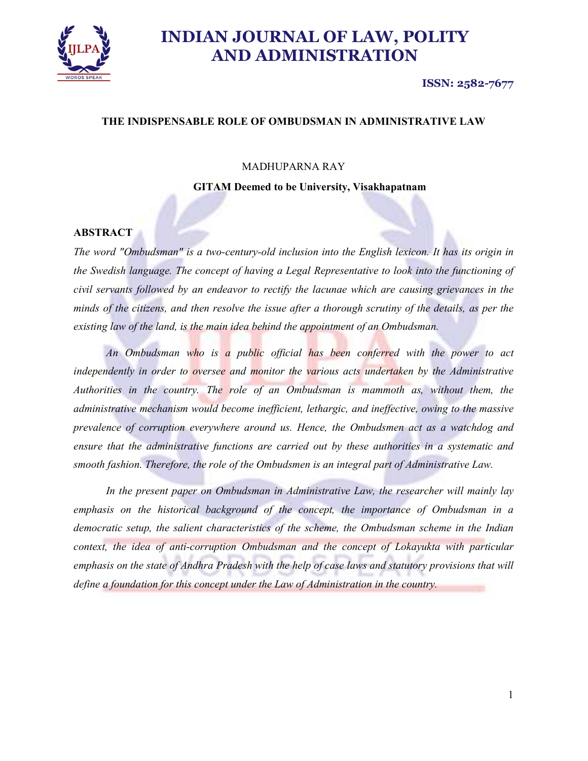# THE INDISPENSABLE ROLE OF OMBUDSMAN IN ADMINISTRATIVE LAW

MADHUPARNA RAY

**GITAM Deemed to be University, Visakhapatnam**

## ABSTRACT

*The word "Ombudsman" is a two-century-old inclusion into the English lexicon. It has its origin in the Swedish language. The concept of having a Legal Representative to look into the functioning of civil servants followed by an endeavor to rectify the lacunae which are causing grievances in the minds of the citizens, and then resolve the issue after a thorough scrutiny of the details, as per the existing law of the land, is the main idea behind the appointment of an Ombudsman.*

*An Ombudsman who is a public official has been conferred with the power to act independently in order to oversee and monitor the various acts undertaken by the Administrative Authorities in the country. The role of an Ombudsman is mammoth as, without them, the administrative mechanism would become inefficient, lethargic, and ineffective, owing to the massive prevalence of corruption everywhere around us. Hence, the Ombudsmen act as a watchdog and ensure that the administrative functions are carried out by these authorities in a systematic and smooth fashion. Therefore, the role of the Ombudsmen is an integral part of Administrative Law.*

*In the present paper on Ombudsman in Administrative Law, the researcher will mainly lay emphasis on the historical background of the concept, the importance of Ombudsman in a democratic setup, the salient characteristics of the scheme, the Ombudsman scheme in the Indian context, the idea of anti-corruption Ombudsman and the concept of Lokayukta with particular emphasis on the state of Andhra Pradesh with the help of case laws and statutory provisions that will define a foundation for this concept under the Law of Administration in the country.*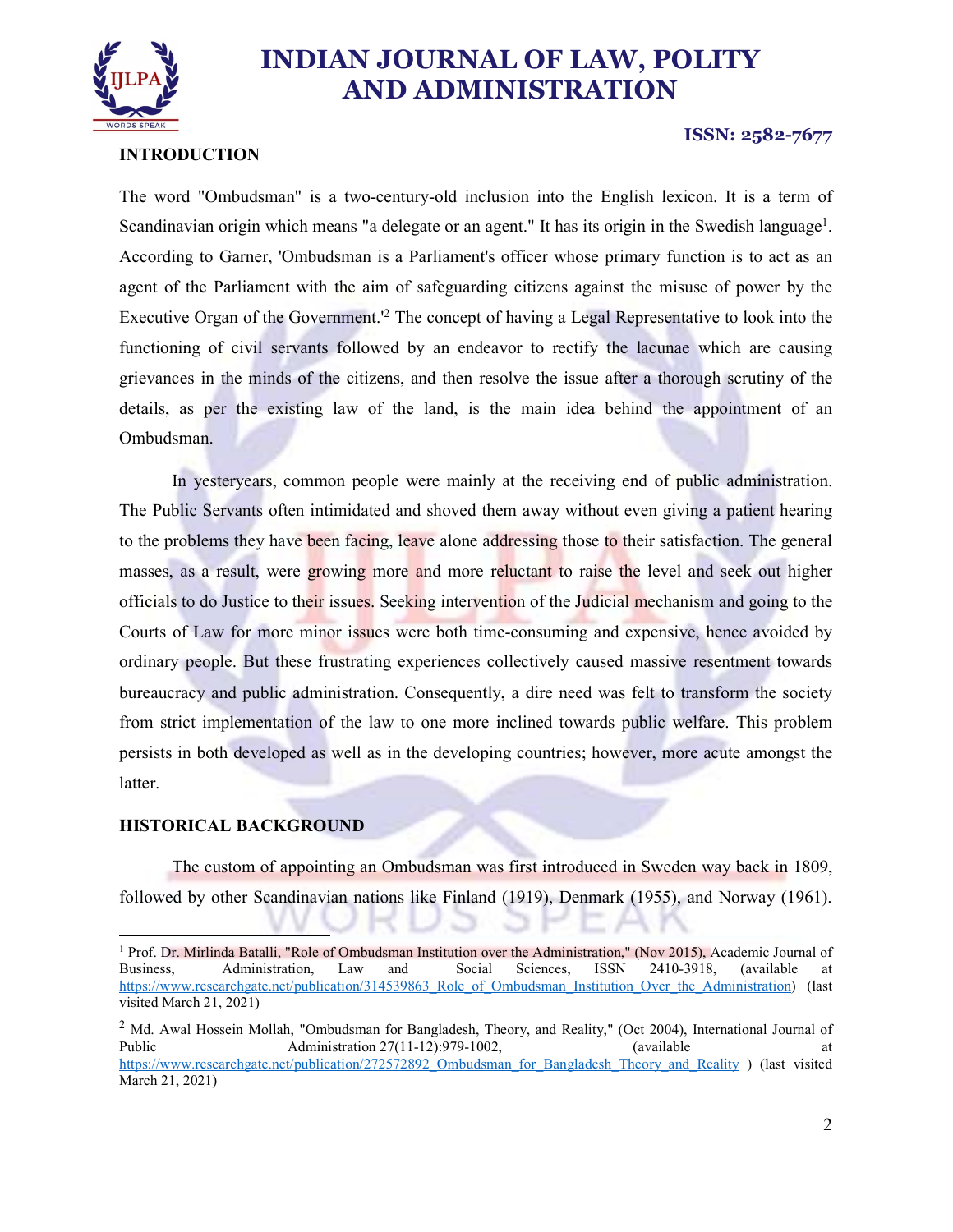## INTRODUCTION

The word "Ombudsman" is a two-century-old inclusion into the English lexicon. It is a term of Scandinavian origin which means "a delegate or an agent." It has its origin in the Swedish language[1]. According to Garner, 'Ombudsman is a Parliament's officer whose primary function is to act as an agent of the Parliament with the aim of safeguarding citizens against the misuse of power by the Executive Organ of the Government.'[2] The concept of having a Legal Representative to look into the functioning of civil servants followed by an endeavor to rectify the lacunae which are causing grievances in the minds of the citizens, and then resolve the issue after a thorough scrutiny of the details, as per the existing law of the land, is the main idea behind the appointment of an Ombudsman.

In yesteryears, common people were mainly at the receiving end of public administration. The Public Servants often intimidated and shoved them away without even giving a patient hearing to the problems they have been facing, leave alone addressing those to their satisfaction. The general masses, as a result, were growing more and more reluctant to raise the level and seek out higher officials to do Justice to their issues. Seeking intervention of the Judicial mechanism and going to the Courts of Law for more minor issues were both time-consuming and expensive, hence avoided by ordinary people. But these frustrating experiences collectively caused massive resentment towards bureaucracy and public administration. Consequently, a dire need was felt to transform the society from strict implementation of the law to one more inclined towards public welfare. This problem persists in both developed as well as in the developing countries; however, more acute amongst the latter.

## HISTORICAL BACKGROUND

The custom of appointing an Ombudsman was first introduced in Sweden way back in 1809, followed by other Scandinavian nations like Finland (1919), Denmark (1955), and Norway (1961).

---

[1] Prof. Dr. Mirlinda Batalli, "Role of Ombudsman Institution over the Administration," (Nov 2015), Academic Journal of Business, Administration, Law and Social Sciences, ISSN 2410-3918, (available at https://www.researchgate.net/publication/314539863_Role_of_Ombudsman_Institution_Over_the_Administration) (last visited March 21, 2021)

[2] Md. Awal Hossein Mollah, "Ombudsman for Bangladesh, Theory, and Reality," (Oct 2004), International Journal of Public Administration 27(11-12):979-1002, (available at https://www.researchgate.net/publication/272572892_Ombudsman_for_Bangladesh_Theory_and_Reality ) (last visited March 21, 2021)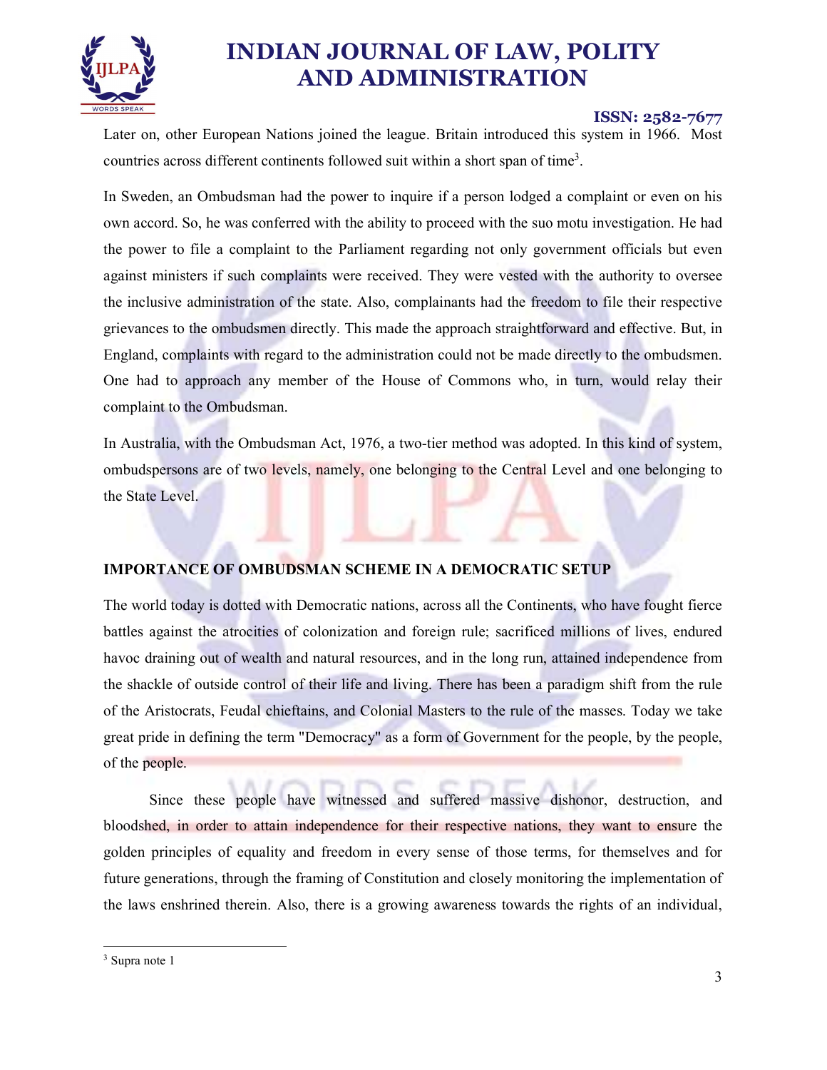Later on, other European Nations joined the league. Britain introduced this system in 1966. Most countries across different continents followed suit within a short span of time[3].

In Sweden, an Ombudsman had the power to inquire if a person lodged a complaint or even on his own accord. So, he was conferred with the ability to proceed with the suo motu investigation. He had the power to file a complaint to the Parliament regarding not only government officials but even against ministers if such complaints were received. They were vested with the authority to oversee the inclusive administration of the state. Also, complainants had the freedom to file their respective grievances to the ombudsmen directly. This made the approach straightforward and effective. But, in England, complaints with regard to the administration could not be made directly to the ombudsmen. One had to approach any member of the House of Commons who, in turn, would relay their complaint to the Ombudsman.

In Australia, with the Ombudsman Act, 1976, a two-tier method was adopted. In this kind of system, ombudspersons are of two levels, namely, one belonging to the Central Level and one belonging to the State Level.

**IMPORTANCE OF OMBUDSMAN SCHEME IN A DEMOCRATIC SETUP**

The world today is dotted with Democratic nations, across all the Continents, who have fought fierce battles against the atrocities of colonization and foreign rule; sacrificed millions of lives, endured havoc draining out of wealth and natural resources, and in the long run, attained independence from the shackle of outside control of their life and living. There has been a paradigm shift from the rule of the Aristocrats, Feudal chieftains, and Colonial Masters to the rule of the masses. Today we take great pride in defining the term "Democracy" as a form of Government for the people, by the people, of the people.

Since these people have witnessed and suffered massive dishonor, destruction, and bloodshed, in order to attain independence for their respective nations, they want to ensure the golden principles of equality and freedom in every sense of those terms, for themselves and for future generations, through the framing of Constitution and closely monitoring the implementation of the laws enshrined therein. Also, there is a growing awareness towards the rights of an individual,

---

[3] Supra note 1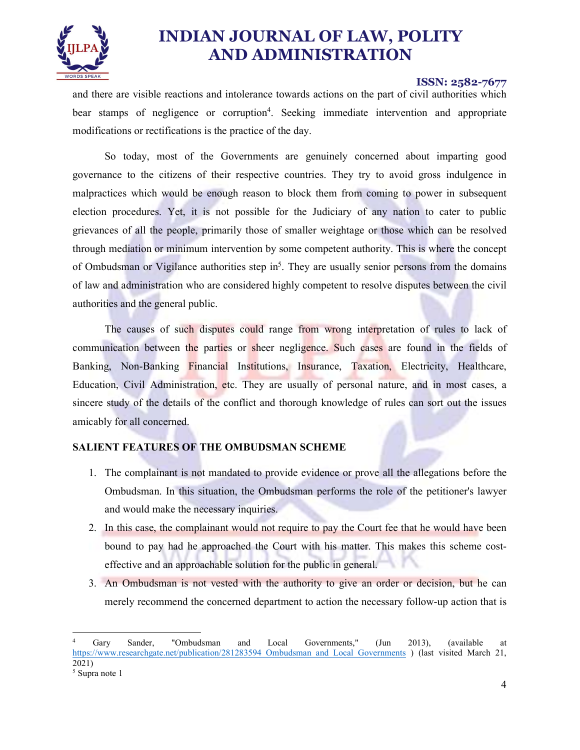and there are visible reactions and intolerance towards actions on the part of civil authorities which bear stamps of negligence or corruption[4]. Seeking immediate intervention and appropriate modifications or rectifications is the practice of the day.

So today, most of the Governments are genuinely concerned about imparting good governance to the citizens of their respective countries. They try to avoid gross indulgence in malpractices which would be enough reason to block them from coming to power in subsequent election procedures. Yet, it is not possible for the Judiciary of any nation to cater to public grievances of all the people, primarily those of smaller weightage or those which can be resolved through mediation or minimum intervention by some competent authority. This is where the concept of Ombudsman or Vigilance authorities step in[5]. They are usually senior persons from the domains of law and administration who are considered highly competent to resolve disputes between the civil authorities and the general public.

The causes of such disputes could range from wrong interpretation of rules to lack of communication between the parties or sheer negligence. Such cases are found in the fields of Banking, Non-Banking Financial Institutions, Insurance, Taxation, Electricity, Healthcare, Education, Civil Administration, etc. They are usually of personal nature, and in most cases, a sincere study of the details of the conflict and thorough knowledge of rules can sort out the issues amicably for all concerned.

**SALIENT FEATURES OF THE OMBUDSMAN SCHEME**

1. The complainant is not mandated to provide evidence or prove all the allegations before the Ombudsman. In this situation, the Ombudsman performs the role of the petitioner's lawyer and would make the necessary inquiries.
2. In this case, the complainant would not require to pay the Court fee that he would have been bound to pay had he approached the Court with his matter. This makes this scheme cost-effective and an approachable solution for the public in general.
3. An Ombudsman is not vested with the authority to give an order or decision, but he can merely recommend the concerned department to action the necessary follow-up action that is

---

[4] Gary Sander, "Ombudsman and Local Governments," (Jun 2013), (available at https://www.researchgate.net/publication/281283594_Ombudsman_and_Local_Governments ) (last visited March 21, 2021)

[5] Supra note 1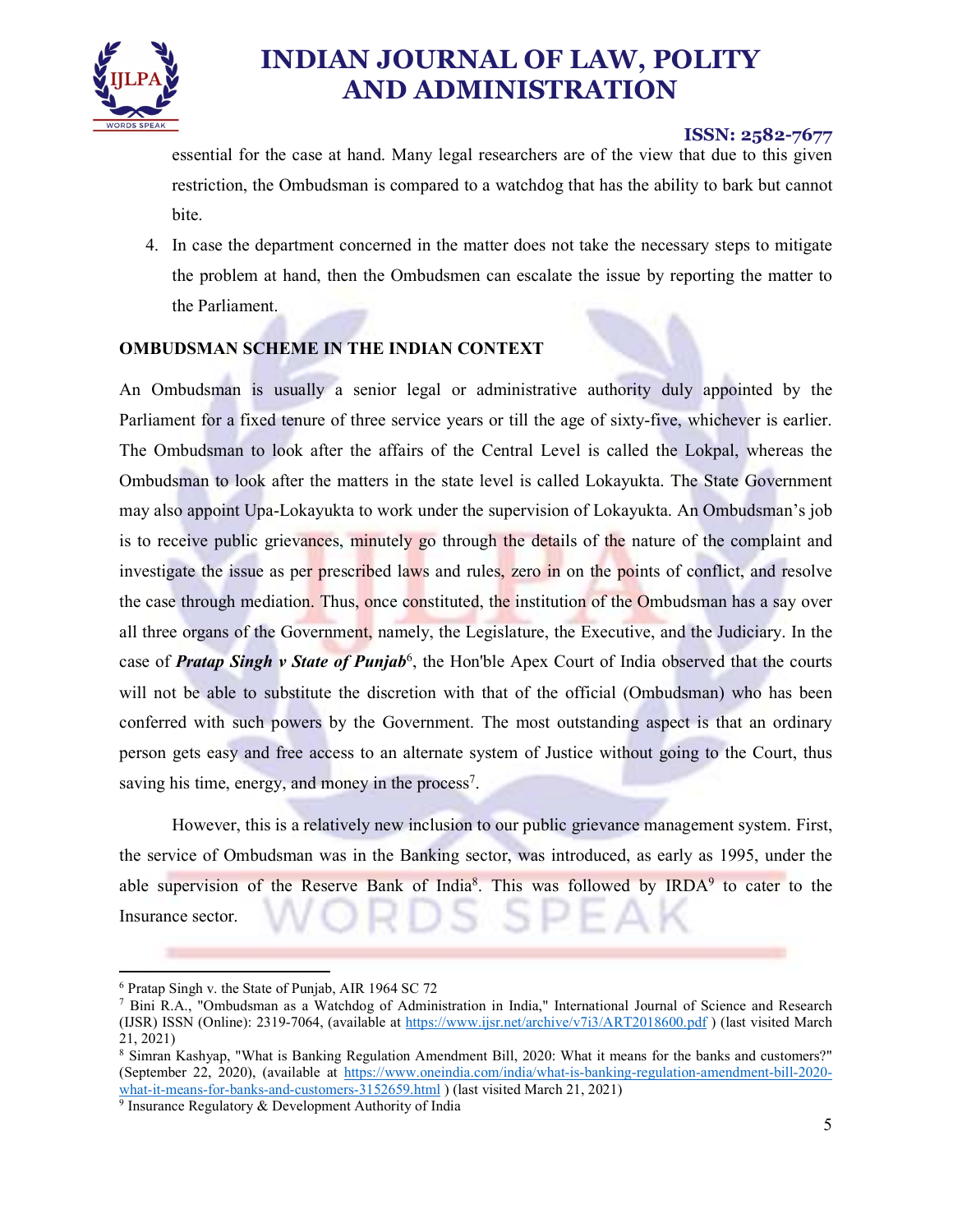essential for the case at hand. Many legal researchers are of the view that due to this given restriction, the Ombudsman is compared to a watchdog that has the ability to bark but cannot bite.

4. In case the department concerned in the matter does not take the necessary steps to mitigate the problem at hand, then the Ombudsmen can escalate the issue by reporting the matter to the Parliament.

## OMBUDSMAN SCHEME IN THE INDIAN CONTEXT

An Ombudsman is usually a senior legal or administrative authority duly appointed by the Parliament for a fixed tenure of three service years or till the age of sixty-five, whichever is earlier. The Ombudsman to look after the affairs of the Central Level is called the Lokpal, whereas the Ombudsman to look after the matters in the state level is called Lokayukta. The State Government may also appoint Upa-Lokayukta to work under the supervision of Lokayukta. An Ombudsman's job is to receive public grievances, minutely go through the details of the nature of the complaint and investigate the issue as per prescribed laws and rules, zero in on the points of conflict, and resolve the case through mediation. Thus, once constituted, the institution of the Ombudsman has a say over all three organs of the Government, namely, the Legislature, the Executive, and the Judiciary. In the case of ***Pratap Singh v State of Punjab***[6], the Hon'ble Apex Court of India observed that the courts will not be able to substitute the discretion with that of the official (Ombudsman) who has been conferred with such powers by the Government. The most outstanding aspect is that an ordinary person gets easy and free access to an alternate system of Justice without going to the Court, thus saving his time, energy, and money in the process[7].

However, this is a relatively new inclusion to our public grievance management system. First, the service of Ombudsman was in the Banking sector, was introduced, as early as 1995, under the able supervision of the Reserve Bank of India[8]. This was followed by IRDA[9] to cater to the Insurance sector.

---

[6] Pratap Singh v. the State of Punjab, AIR 1964 SC 72

[7] Bini R.A., "Ombudsman as a Watchdog of Administration in India," International Journal of Science and Research (IJSR) ISSN (Online): 2319-7064, (available at https://www.ijsr.net/archive/v7i3/ART2018600.pdf ) (last visited March 21, 2021)

[8] Simran Kashyap, "What is Banking Regulation Amendment Bill, 2020: What it means for the banks and customers?" (September 22, 2020), (available at https://www.oneindia.com/india/what-is-banking-regulation-amendment-bill-2020-what-it-means-for-banks-and-customers-3152659.html ) (last visited March 21, 2021)

[9] Insurance Regulatory & Development Authority of India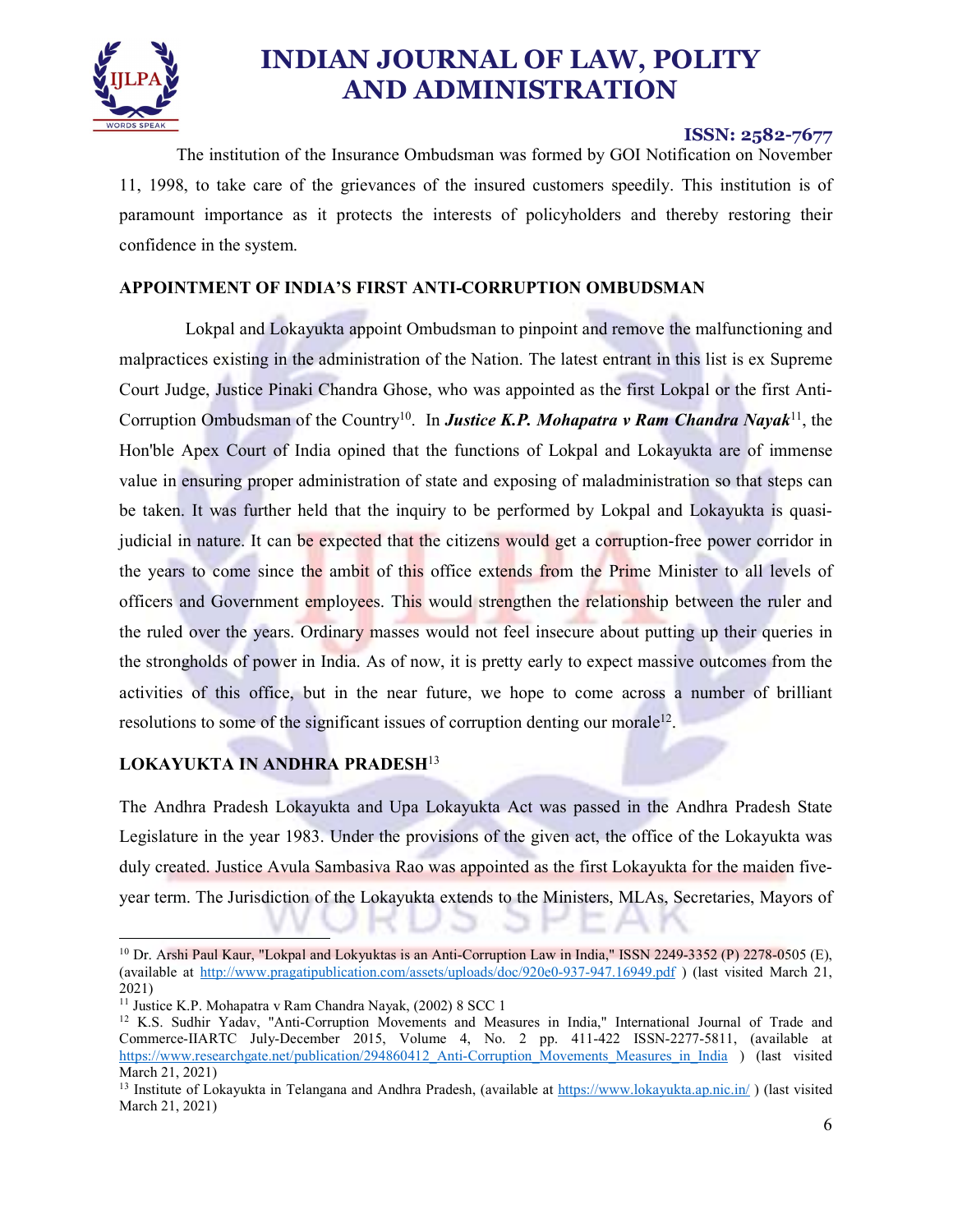The institution of the Insurance Ombudsman was formed by GOI Notification on November 11, 1998, to take care of the grievances of the insured customers speedily. This institution is of paramount importance as it protects the interests of policyholders and thereby restoring their confidence in the system.

## APPOINTMENT OF INDIA'S FIRST ANTI-CORRUPTION OMBUDSMAN

Lokpal and Lokayukta appoint Ombudsman to pinpoint and remove the malfunctioning and malpractices existing in the administration of the Nation. The latest entrant in this list is ex Supreme Court Judge, Justice Pinaki Chandra Ghose, who was appointed as the first Lokpal or the first Anti-Corruption Ombudsman of the Country[10]. In ***Justice K.P. Mohapatra v Ram Chandra Nayak***[11], the Hon'ble Apex Court of India opined that the functions of Lokpal and Lokayukta are of immense value in ensuring proper administration of state and exposing of maladministration so that steps can be taken. It was further held that the inquiry to be performed by Lokpal and Lokayukta is quasi-judicial in nature. It can be expected that the citizens would get a corruption-free power corridor in the years to come since the ambit of this office extends from the Prime Minister to all levels of officers and Government employees. This would strengthen the relationship between the ruler and the ruled over the years. Ordinary masses would not feel insecure about putting up their queries in the strongholds of power in India. As of now, it is pretty early to expect massive outcomes from the activities of this office, but in the near future, we hope to come across a number of brilliant resolutions to some of the significant issues of corruption denting our morale[12].

## LOKAYUKTA IN ANDHRA PRADESH[13]

The Andhra Pradesh Lokayukta and Upa Lokayukta Act was passed in the Andhra Pradesh State Legislature in the year 1983. Under the provisions of the given act, the office of the Lokayukta was duly created. Justice Avula Sambasiva Rao was appointed as the first Lokayukta for the maiden five-year term. The Jurisdiction of the Lokayukta extends to the Ministers, MLAs, Secretaries, Mayors of

---

[10] Dr. Arshi Paul Kaur, "Lokpal and Lokyuktas is an Anti-Corruption Law in India," ISSN 2249-3352 (P) 2278-0505 (E), (available at http://www.pragatipublication.com/assets/uploads/doc/920e0-937-947.16949.pdf ) (last visited March 21, 2021)

[11] Justice K.P. Mohapatra v Ram Chandra Nayak, (2002) 8 SCC 1

[12] K.S. Sudhir Yadav, "Anti-Corruption Movements and Measures in India," International Journal of Trade and Commerce-IIARTC July-December 2015, Volume 4, No. 2 pp. 411-422 ISSN-2277-5811, (available at https://www.researchgate.net/publication/294860412_Anti-Corruption_Movements_Measures_in_India ) (last visited March 21, 2021)

[13] Institute of Lokayukta in Telangana and Andhra Pradesh, (available at https://www.lokayukta.ap.nic.in/ ) (last visited March 21, 2021)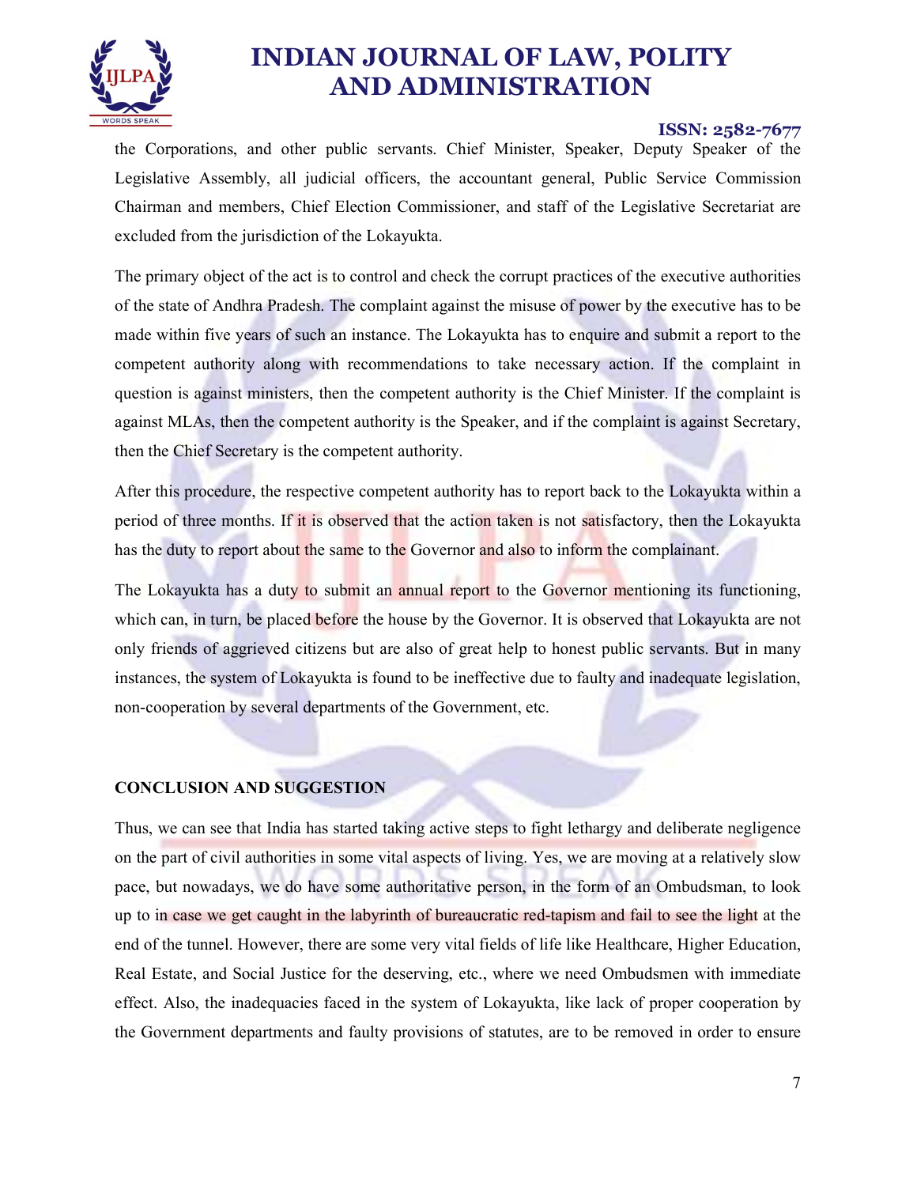the Corporations, and other public servants. Chief Minister, Speaker, Deputy Speaker of the Legislative Assembly, all judicial officers, the accountant general, Public Service Commission Chairman and members, Chief Election Commissioner, and staff of the Legislative Secretariat are excluded from the jurisdiction of the Lokayukta.

The primary object of the act is to control and check the corrupt practices of the executive authorities of the state of Andhra Pradesh. The complaint against the misuse of power by the executive has to be made within five years of such an instance. The Lokayukta has to enquire and submit a report to the competent authority along with recommendations to take necessary action. If the complaint in question is against ministers, then the competent authority is the Chief Minister. If the complaint is against MLAs, then the competent authority is the Speaker, and if the complaint is against Secretary, then the Chief Secretary is the competent authority.

After this procedure, the respective competent authority has to report back to the Lokayukta within a period of three months. If it is observed that the action taken is not satisfactory, then the Lokayukta has the duty to report about the same to the Governor and also to inform the complainant.

The Lokayukta has a duty to submit an annual report to the Governor mentioning its functioning, which can, in turn, be placed before the house by the Governor. It is observed that Lokayukta are not only friends of aggrieved citizens but are also of great help to honest public servants. But in many instances, the system of Lokayukta is found to be ineffective due to faulty and inadequate legislation, non-cooperation by several departments of the Government, etc.

## CONCLUSION AND SUGGESTION

Thus, we can see that India has started taking active steps to fight lethargy and deliberate negligence on the part of civil authorities in some vital aspects of living. Yes, we are moving at a relatively slow pace, but nowadays, we do have some authoritative person, in the form of an Ombudsman, to look up to in case we get caught in the labyrinth of bureaucratic red-tapism and fail to see the light at the end of the tunnel. However, there are some very vital fields of life like Healthcare, Higher Education, Real Estate, and Social Justice for the deserving, etc., where we need Ombudsmen with immediate effect. Also, the inadequacies faced in the system of Lokayukta, like lack of proper cooperation by the Government departments and faulty provisions of statutes, are to be removed in order to ensure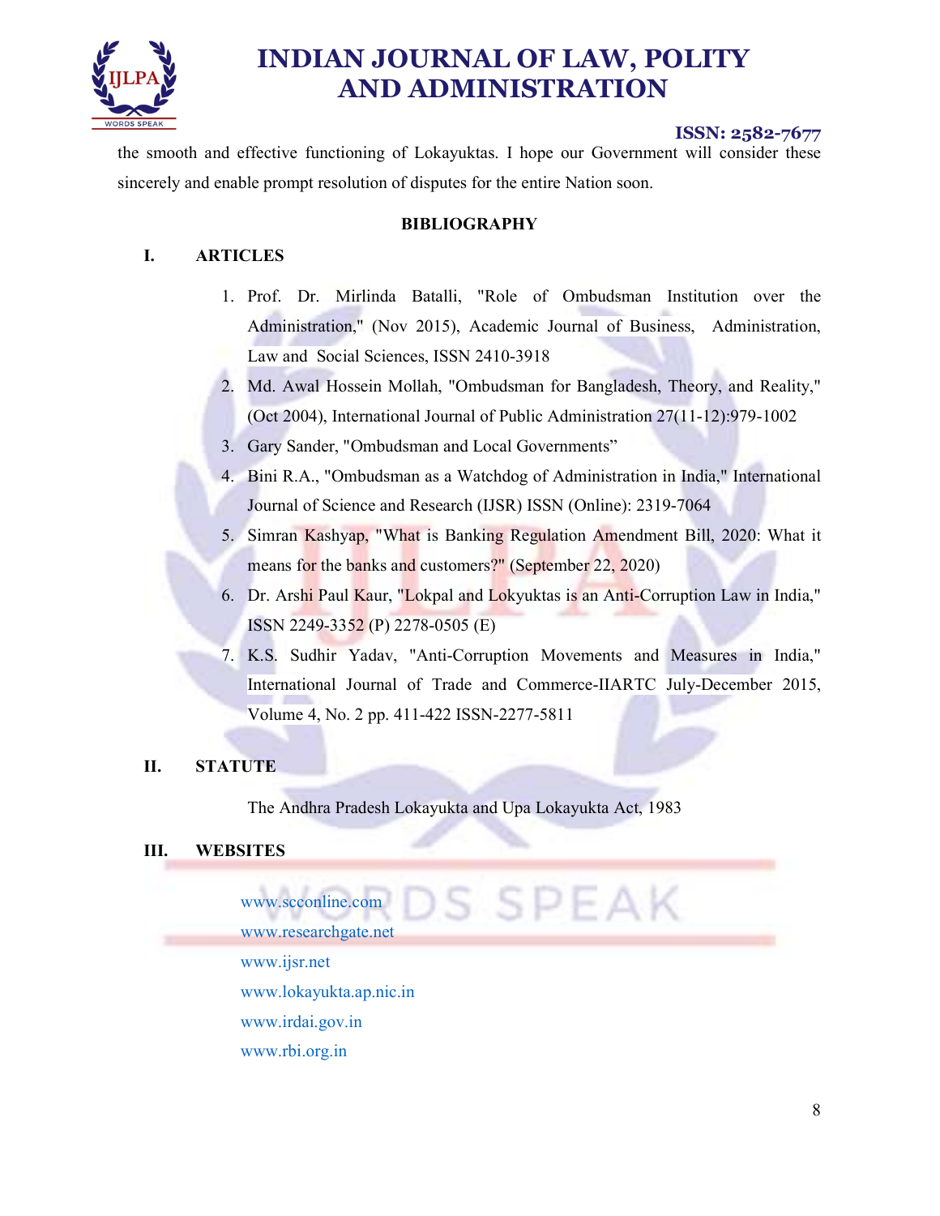the smooth and effective functioning of Lokayuktas. I hope our Government will consider these sincerely and enable prompt resolution of disputes for the entire Nation soon.

## BIBLIOGRAPHY

### I. ARTICLES

1. Prof. Dr. Mirlinda Batalli, "Role of Ombudsman Institution over the Administration," (Nov 2015), Academic Journal of Business, Administration, Law and Social Sciences, ISSN 2410-3918
2. Md. Awal Hossein Mollah, "Ombudsman for Bangladesh, Theory, and Reality," (Oct 2004), International Journal of Public Administration 27(11-12):979-1002
3. Gary Sander, "Ombudsman and Local Governments"
4. Bini R.A., "Ombudsman as a Watchdog of Administration in India," International Journal of Science and Research (IJSR) ISSN (Online): 2319-7064
5. Simran Kashyap, "What is Banking Regulation Amendment Bill, 2020: What it means for the banks and customers?" (September 22, 2020)
6. Dr. Arshi Paul Kaur, "Lokpal and Lokyuktas is an Anti-Corruption Law in India," ISSN 2249-3352 (P) 2278-0505 (E)
7. K.S. Sudhir Yadav, "Anti-Corruption Movements and Measures in India," International Journal of Trade and Commerce-IIARTC July-December 2015, Volume 4, No. 2 pp. 411-422 ISSN-2277-5811

### II. STATUTE

The Andhra Pradesh Lokayukta and Upa Lokayukta Act, 1983

### III. WEBSITES

www.scconline.com
www.researchgate.net
www.ijsr.net
www.lokayukta.ap.nic.in
www.irdai.gov.in
www.rbi.org.in